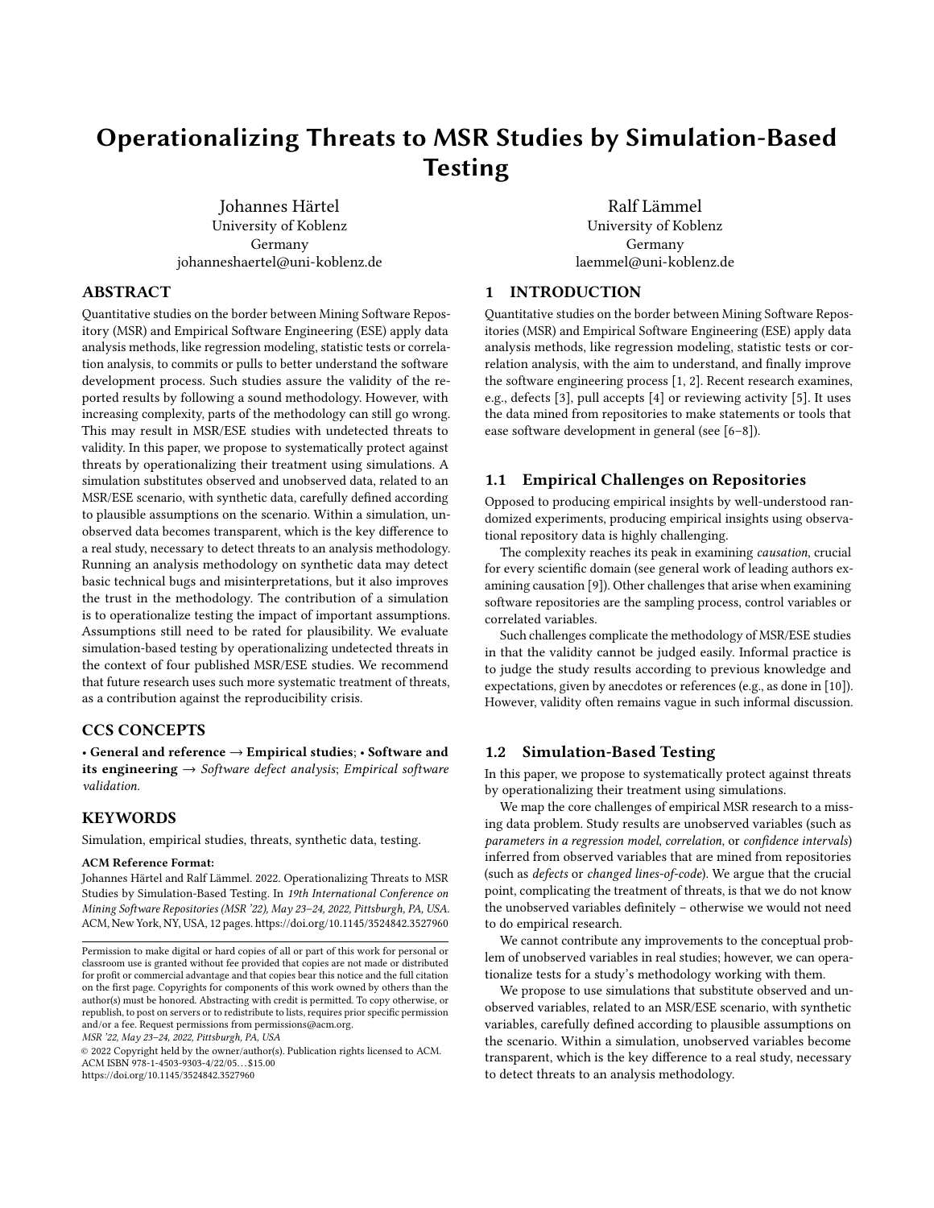# Operationalizing Threats to MSR Studies by Simulation-Based Testing

Johannes Härtel
University of Koblenz
Germany
johanneshaertel@uni-koblenz.de

Ralf Lämmel
University of Koblenz
Germany
laemmel@uni-koblenz.de

## ABSTRACT

Quantitative studies on the border between Mining Software Repository (MSR) and Empirical Software Engineering (ESE) apply data analysis methods, like regression modeling, statistic tests or correlation analysis, to commits or pulls to better understand the software development process. Such studies assure the validity of the reported results by following a sound methodology. However, with increasing complexity, parts of the methodology can still go wrong. This may result in MSR/ESE studies with undetected threats to validity. In this paper, we propose to systematically protect against threats by operationalizing their treatment using simulations. A simulation substitutes observed and unobserved data, related to an MSR/ESE scenario, with synthetic data, carefully defined according to plausible assumptions on the scenario. Within a simulation, unobserved data becomes transparent, which is the key difference to a real study, necessary to detect threats to an analysis methodology. Running an analysis methodology on synthetic data may detect basic technical bugs and misinterpretations, but it also improves the trust in the methodology. The contribution of a simulation is to operationalize testing the impact of important assumptions. Assumptions still need to be rated for plausibility. We evaluate simulation-based testing by operationalizing undetected threats in the context of four published MSR/ESE studies. We recommend that future research uses such more systematic treatment of threats, as a contribution against the reproducibility crisis.

## CCS CONCEPTS

• **General and reference** → **Empirical studies**; • **Software and its engineering** → *Software defect analysis*; *Empirical software validation*.

## KEYWORDS

Simulation, empirical studies, threats, synthetic data, testing.

**ACM Reference Format:**
Johannes Härtel and Ralf Lämmel. 2022. Operationalizing Threats to MSR Studies by Simulation-Based Testing. In *19th International Conference on Mining Software Repositories (MSR '22), May 23–24, 2022, Pittsburgh, PA, USA.* ACM, New York, NY, USA, 12 pages. https://doi.org/10.1145/3524842.3527960

Permission to make digital or hard copies of all or part of this work for personal or classroom use is granted without fee provided that copies are not made or distributed for profit or commercial advantage and that copies bear this notice and the full citation on the first page. Copyrights for components of this work owned by others than the author(s) must be honored. Abstracting with credit is permitted. To copy otherwise, or republish, to post on servers or to redistribute to lists, requires prior specific permission and/or a fee. Request permissions from permissions@acm.org.
*MSR '22, May 23–24, 2022, Pittsburgh, PA, USA*
© 2022 Copyright held by the owner/author(s). Publication rights licensed to ACM.
ACM ISBN 978-1-4503-9303-4/22/05…$15.00
https://doi.org/10.1145/3524842.3527960

## 1 INTRODUCTION

Quantitative studies on the border between Mining Software Repositories (MSR) and Empirical Software Engineering (ESE) apply data analysis methods, like regression modeling, statistic tests or correlation analysis, with the aim to understand, and finally improve the software engineering process [1, 2]. Recent research examines, e.g., defects [3], pull accepts [4] or reviewing activity [5]. It uses the data mined from repositories to make statements or tools that ease software development in general (see [6–8]).

### 1.1 Empirical Challenges on Repositories

Opposed to producing empirical insights by well-understood randomized experiments, producing empirical insights using observational repository data is highly challenging.

The complexity reaches its peak in examining *causation*, crucial for every scientific domain (see general work of leading authors examining causation [9]). Other challenges that arise when examining software repositories are the sampling process, control variables or correlated variables.

Such challenges complicate the methodology of MSR/ESE studies in that the validity cannot be judged easily. Informal practice is to judge the study results according to previous knowledge and expectations, given by anecdotes or references (e.g., as done in [10]). However, validity often remains vague in such informal discussion.

### 1.2 Simulation-Based Testing

In this paper, we propose to systematically protect against threats by operationalizing their treatment using simulations.

We map the core challenges of empirical MSR research to a missing data problem. Study results are unobserved variables (such as *parameters in a regression model*, *correlation*, or *confidence intervals*) inferred from observed variables that are mined from repositories (such as *defects* or *changed lines-of-code*). We argue that the crucial point, complicating the treatment of threats, is that we do not know the unobserved variables definitely – otherwise we would not need to do empirical research.

We cannot contribute any improvements to the conceptual problem of unobserved variables in real studies; however, we can operationalize tests for a study's methodology working with them.

We propose to use simulations that substitute observed and unobserved variables, related to an MSR/ESE scenario, with synthetic variables, carefully defined according to plausible assumptions on the scenario. Within a simulation, unobserved variables become transparent, which is the key difference to a real study, necessary to detect threats to an analysis methodology.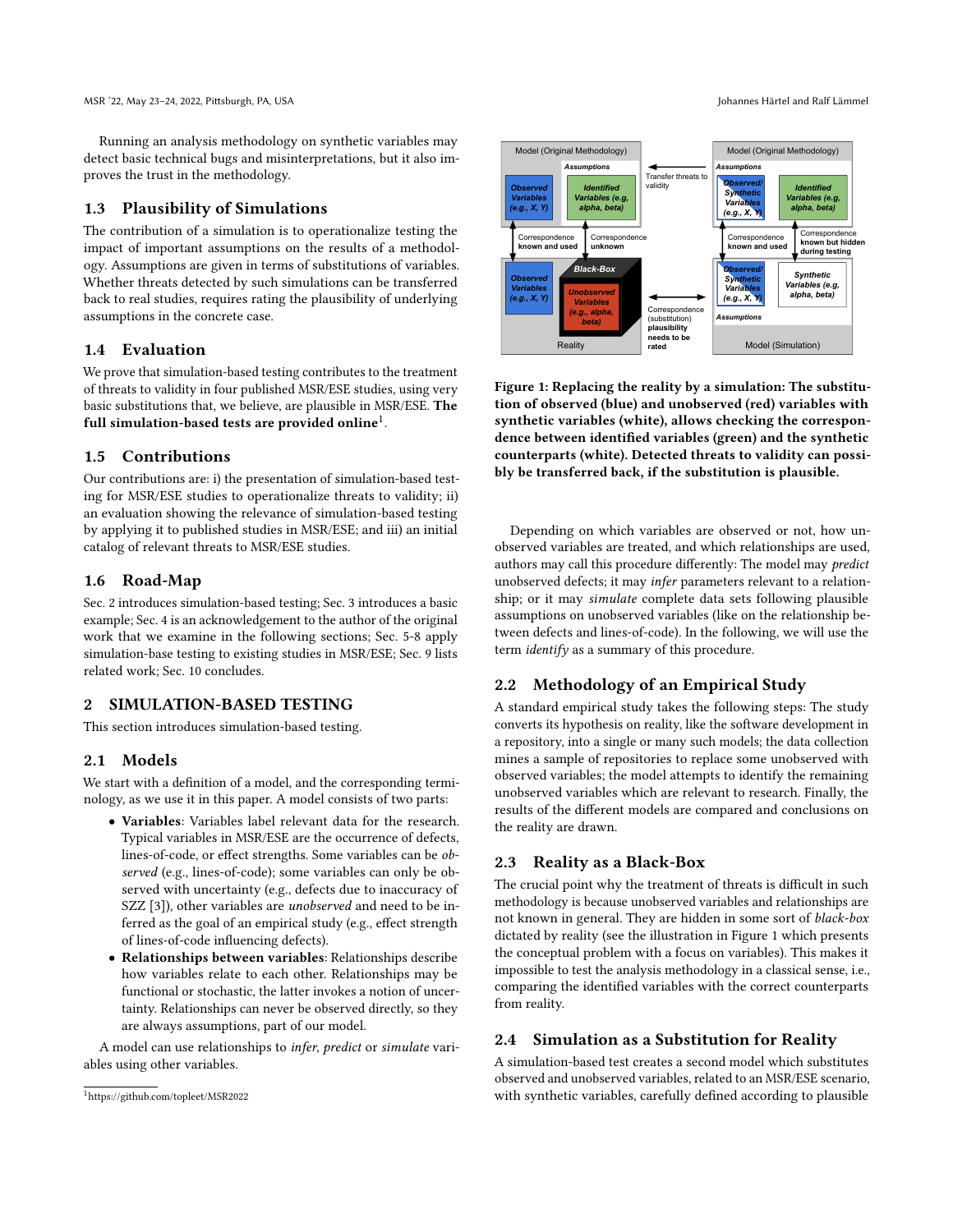Running an analysis methodology on synthetic variables may detect basic technical bugs and misinterpretations, but it also improves the trust in the methodology.

## 1.3 Plausibility of Simulations

The contribution of a simulation is to operationalize testing the impact of important assumptions on the results of a methodology. Assumptions are given in terms of substitutions of variables. Whether threats detected by such simulations can be transferred back to real studies, requires rating the plausibility of underlying assumptions in the concrete case.

## 1.4 Evaluation

We prove that simulation-based testing contributes to the treatment of threats to validity in four published MSR/ESE studies, using very basic substitutions that, we believe, are plausible in MSR/ESE. **The full simulation-based tests are provided online**[1].

## 1.5 Contributions

Our contributions are: i) the presentation of simulation-based testing for MSR/ESE studies to operationalize threats to validity; ii) an evaluation showing the relevance of simulation-based testing by applying it to published studies in MSR/ESE; and iii) an initial catalog of relevant threats to MSR/ESE studies.

## 1.6 Road-Map

Sec. 2 introduces simulation-based testing; Sec. 3 introduces a basic example; Sec. 4 is an acknowledgement to the author of the original work that we examine in the following sections; Sec. 5-8 apply simulation-base testing to existing studies in MSR/ESE; Sec. 9 lists related work; Sec. 10 concludes.

# 2 SIMULATION-BASED TESTING

This section introduces simulation-based testing.

## 2.1 Models

We start with a definition of a model, and the corresponding terminology, as we use it in this paper. A model consists of two parts:

- **Variables**: Variables label relevant data for the research. Typical variables in MSR/ESE are the occurrence of defects, lines-of-code, or effect strengths. Some variables can be *observed* (e.g., lines-of-code); some variables can only be observed with uncertainty (e.g., defects due to inaccuracy of SZZ [3]), other variables are *unobserved* and need to be inferred as the goal of an empirical study (e.g., effect strength of lines-of-code influencing defects).
- **Relationships between variables**: Relationships describe how variables relate to each other. Relationships may be functional or stochastic, the latter invokes a notion of uncertainty. Relationships can never be observed directly, so they are always assumptions, part of our model.

A model can use relationships to *infer*, *predict* or *simulate* variables using other variables.

[1] https://github.com/topleet/MSR2022

**Figure 1: Replacing the reality by a simulation: The substitution of observed (blue) and unobserved (red) variables with synthetic variables (white), allows checking the correspondence between identified variables (green) and the synthetic counterparts (white). Detected threats to validity can possibly be transferred back, if the substitution is plausible.**

Depending on which variables are observed or not, how unobserved variables are treated, and which relationships are used, authors may call this procedure differently: The model may *predict* unobserved defects; it may *infer* parameters relevant to a relationship; or it may *simulate* complete data sets following plausible assumptions on unobserved variables (like on the relationship between defects and lines-of-code). In the following, we will use the term *identify* as a summary of this procedure.

## 2.2 Methodology of an Empirical Study

A standard empirical study takes the following steps: The study converts its hypothesis on reality, like the software development in a repository, into a single or many such models; the data collection mines a sample of repositories to replace some unobserved with observed variables; the model attempts to identify the remaining unobserved variables which are relevant to research. Finally, the results of the different models are compared and conclusions on the reality are drawn.

## 2.3 Reality as a Black-Box

The crucial point why the treatment of threats is difficult in such methodology is because unobserved variables and relationships are not known in general. They are hidden in some sort of *black-box* dictated by reality (see the illustration in Figure 1 which presents the conceptual problem with a focus on variables). This makes it impossible to test the analysis methodology in a classical sense, i.e., comparing the identified variables with the correct counterparts from reality.

## 2.4 Simulation as a Substitution for Reality

A simulation-based test creates a second model which substitutes observed and unobserved variables, related to an MSR/ESE scenario, with synthetic variables, carefully defined according to plausible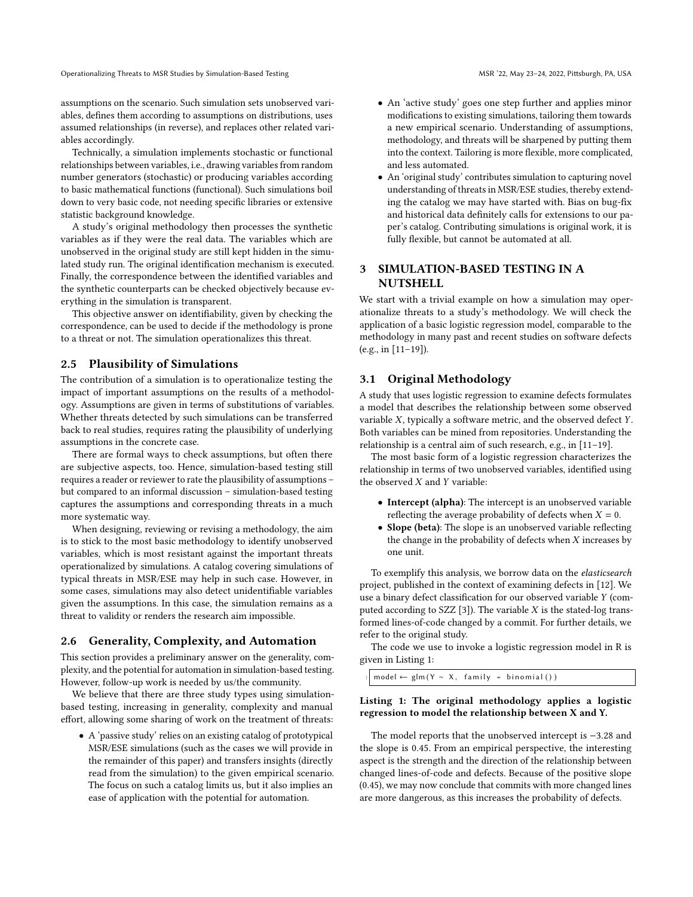assumptions on the scenario. Such simulation sets unobserved variables, defines them according to assumptions on distributions, uses assumed relationships (in reverse), and replaces other related variables accordingly.

Technically, a simulation implements stochastic or functional relationships between variables, i.e., drawing variables from random number generators (stochastic) or producing variables according to basic mathematical functions (functional). Such simulations boil down to very basic code, not needing specific libraries or extensive statistic background knowledge.

A study's original methodology then processes the synthetic variables as if they were the real data. The variables which are unobserved in the original study are still kept hidden in the simulated study run. The original identification mechanism is executed. Finally, the correspondence between the identified variables and the synthetic counterparts can be checked objectively because everything in the simulation is transparent.

This objective answer on identifiability, given by checking the correspondence, can be used to decide if the methodology is prone to a threat or not. The simulation operationalizes this threat.

### 2.5 Plausibility of Simulations

The contribution of a simulation is to operationalize testing the impact of important assumptions on the results of a methodology. Assumptions are given in terms of substitutions of variables. Whether threats detected by such simulations can be transferred back to real studies, requires rating the plausibility of underlying assumptions in the concrete case.

There are formal ways to check assumptions, but often there are subjective aspects, too. Hence, simulation-based testing still requires a reader or reviewer to rate the plausibility of assumptions – but compared to an informal discussion – simulation-based testing captures the assumptions and corresponding threats in a much more systematic way.

When designing, reviewing or revising a methodology, the aim is to stick to the most basic methodology to identify unobserved variables, which is most resistant against the important threats operationalized by simulations. A catalog covering simulations of typical threats in MSR/ESE may help in such case. However, in some cases, simulations may also detect unidentifiable variables given the assumptions. In this case, the simulation remains as a threat to validity or renders the research aim impossible.

### 2.6 Generality, Complexity, and Automation

This section provides a preliminary answer on the generality, complexity, and the potential for automation in simulation-based testing. However, follow-up work is needed by us/the community.

We believe that there are three study types using simulation-based testing, increasing in generality, complexity and manual effort, allowing some sharing of work on the treatment of threats:

- A 'passive study' relies on an existing catalog of prototypical MSR/ESE simulations (such as the cases we will provide in the remainder of this paper) and transfers insights (directly read from the simulation) to the given empirical scenario. The focus on such a catalog limits us, but it also implies an ease of application with the potential for automation.
- An 'active study' goes one step further and applies minor modifications to existing simulations, tailoring them towards a new empirical scenario. Understanding of assumptions, methodology, and threats will be sharpened by putting them into the context. Tailoring is more flexible, more complicated, and less automated.
- An 'original study' contributes simulation to capturing novel understanding of threats in MSR/ESE studies, thereby extending the catalog we may have started with. Bias on bug-fix and historical data definitely calls for extensions to our paper's catalog. Contributing simulations is original work, it is fully flexible, but cannot be automated at all.

## 3 SIMULATION-BASED TESTING IN A NUTSHELL

We start with a trivial example on how a simulation may operationalize threats to a study's methodology. We will check the application of a basic logistic regression model, comparable to the methodology in many past and recent studies on software defects (e.g., in [11–19]).

### 3.1 Original Methodology

A study that uses logistic regression to examine defects formulates a model that describes the relationship between some observed variable $X$, typically a software metric, and the observed defect $Y$. Both variables can be mined from repositories. Understanding the relationship is a central aim of such research, e.g., in [11–19].

The most basic form of a logistic regression characterizes the relationship in terms of two unobserved variables, identified using the observed $X$ and $Y$ variable:

- **Intercept (alpha)**: The intercept is an unobserved variable reflecting the average probability of defects when $X = 0$.
- **Slope (beta)**: The slope is an unobserved variable reflecting the change in the probability of defects when $X$ increases by one unit.

To exemplify this analysis, we borrow data on the *elasticsearch* project, published in the context of examining defects in [12]. We use a binary defect classification for our observed variable $Y$ (computed according to SZZ [3]). The variable $X$ is the stated-log transformed lines-of-code changed by a commit. For further details, we refer to the original study.

The code we use to invoke a logistic regression model in R is given in Listing 1:

```
model ← glm(Y ~ X, family = binomial())
```

**Listing 1: The original methodology applies a logistic regression to model the relationship between X and Y.**

The model reports that the unobserved intercept is −3.28 and the slope is 0.45. From an empirical perspective, the interesting aspect is the strength and the direction of the relationship between changed lines-of-code and defects. Because of the positive slope (0.45), we may now conclude that commits with more changed lines are more dangerous, as this increases the probability of defects.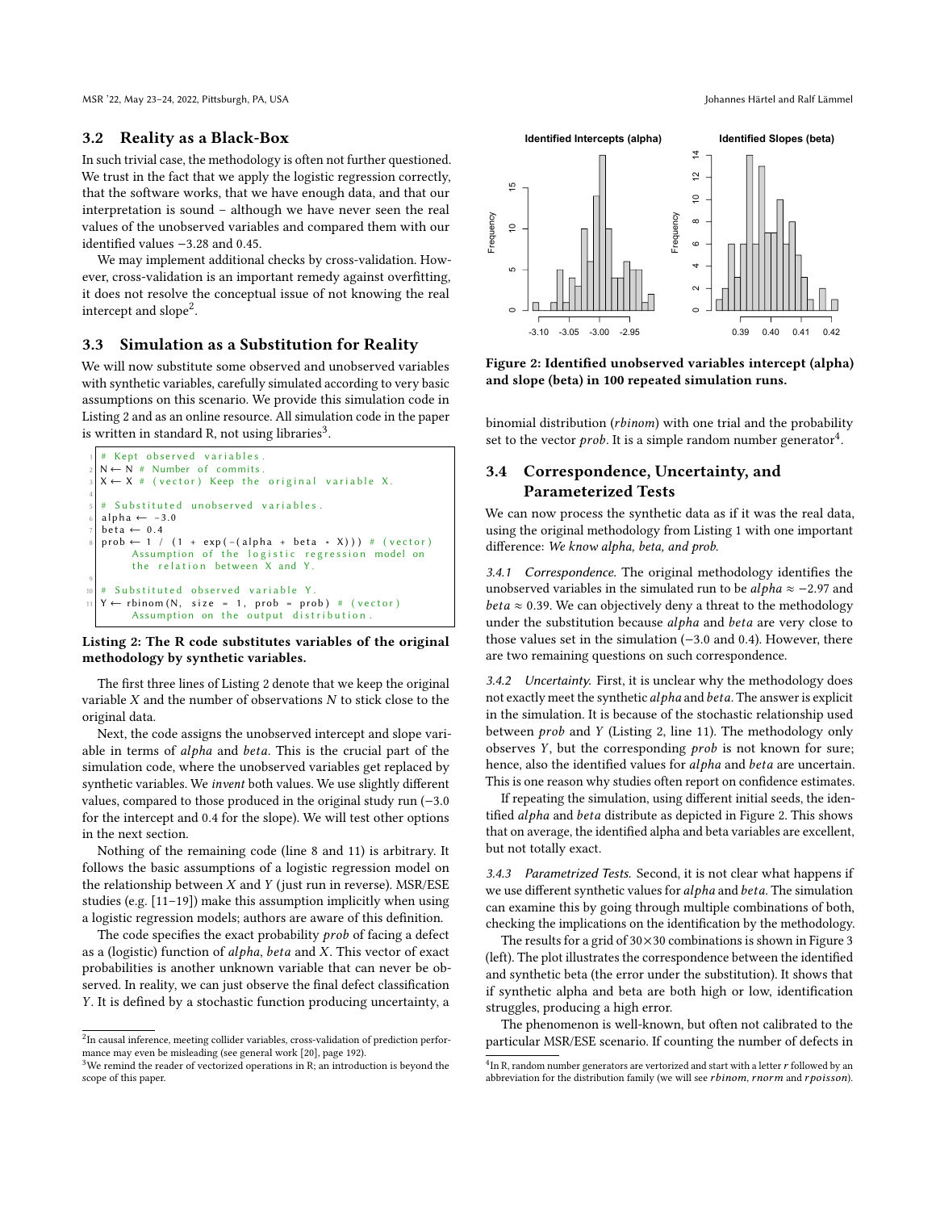### 3.2 Reality as a Black-Box

In such trivial case, the methodology is often not further questioned. We trust in the fact that we apply the logistic regression correctly, that the software works, that we have enough data, and that our interpretation is sound – although we have never seen the real values of the unobserved variables and compared them with our identified values −3.28 and 0.45.

We may implement additional checks by cross-validation. However, cross-validation is an important remedy against overfitting, it does not resolve the conceptual issue of not knowing the real intercept and slope[2].

### 3.3 Simulation as a Substitution for Reality

We will now substitute some observed and unobserved variables with synthetic variables, carefully simulated according to very basic assumptions on this scenario. We provide this simulation code in Listing 2 and as an online resource. All simulation code in the paper is written in standard R, not using libraries[3].

```
# Kept observed variables.
N ← N # Number of commits.
X ← X # (vector) Keep the original variable X.

# Substituted unobserved variables.
alpha ← -3.0
beta ← 0.4
prob ← 1 / (1 + exp(-(alpha + beta * X))) # (vector)
     Assumption of the logistic regression model on
     the relation between X and Y.

# Substituted observed variable Y.
Y ← rbinom(N, size = 1, prob = prob) # (vector)
     Assumption on the output distribution.
```

**Listing 2: The R code substitutes variables of the original methodology by synthetic variables.**

The first three lines of Listing 2 denote that we keep the original variable $X$ and the number of observations $N$ to stick close to the original data.

Next, the code assigns the unobserved intercept and slope variable in terms of *alpha* and *beta*. This is the crucial part of the simulation code, where the unobserved variables get replaced by synthetic variables. We *invent* both values. We use slightly different values, compared to those produced in the original study run (−3.0 for the intercept and 0.4 for the slope). We will test other options in the next section.

Nothing of the remaining code (line 8 and 11) is arbitrary. It follows the basic assumptions of a logistic regression model on the relationship between $X$ and $Y$ (just run in reverse). MSR/ESE studies (e.g. [11–19]) make this assumption implicitly when using a logistic regression models; authors are aware of this definition.

The code specifies the exact probability *prob* of facing a defect as a (logistic) function of *alpha*, *beta* and $X$. This vector of exact probabilities is another unknown variable that can never be observed. In reality, we can just observe the final defect classification $Y$. It is defined by a stochastic function producing uncertainty, a binomial distribution (*rbinom*) with one trial and the probability set to the vector *prob*. It is a simple random number generator[4].

**Figure 2: Identified unobserved variables intercept (alpha) and slope (beta) in 100 repeated simulation runs.**

### 3.4 Correspondence, Uncertainty, and Parameterized Tests

We can now process the synthetic data as if it was the real data, using the original methodology from Listing 1 with one important difference: *We know alpha, beta, and prob.*

*3.4.1 Correspondence.* The original methodology identifies the unobserved variables in the simulated run to be $alpha \approx -2.97$ and $beta \approx 0.39$. We can objectively deny a threat to the methodology under the substitution because *alpha* and *beta* are very close to those values set in the simulation (−3.0 and 0.4). However, there are two remaining questions on such correspondence.

*3.4.2 Uncertainty.* First, it is unclear why the methodology does not exactly meet the synthetic *alpha* and *beta*. The answer is explicit in the simulation. It is because of the stochastic relationship used between *prob* and $Y$ (Listing 2, line 11). The methodology only observes $Y$, but the corresponding *prob* is not known for sure; hence, also the identified values for *alpha* and *beta* are uncertain. This is one reason why studies often report on confidence estimates.

If repeating the simulation, using different initial seeds, the identified *alpha* and *beta* distribute as depicted in Figure 2. This shows that on average, the identified alpha and beta variables are excellent, but not totally exact.

*3.4.3 Parametrized Tests.* Second, it is not clear what happens if we use different synthetic values for *alpha* and *beta*. The simulation can examine this by going through multiple combinations of both, checking the implications on the identification by the methodology.

The results for a grid of 30×30 combinations is shown in Figure 3 (left). The plot illustrates the correspondence between the identified and synthetic beta (the error under the substitution). It shows that if synthetic alpha and beta are both high or low, identification struggles, producing a high error.

The phenomenon is well-known, but often not calibrated to the particular MSR/ESE scenario. If counting the number of defects in

---

[2] In causal inference, meeting collider variables, cross-validation of prediction performance may even be misleading (see general work [20], page 192).

[3] We remind the reader of vectorized operations in R; an introduction is beyond the scope of this paper.

[4] In R, random number generators are vertorized and start with a letter *r* followed by an abbreviation for the distribution family (we will see *rbinom*, *rnorm* and *rpoisson*).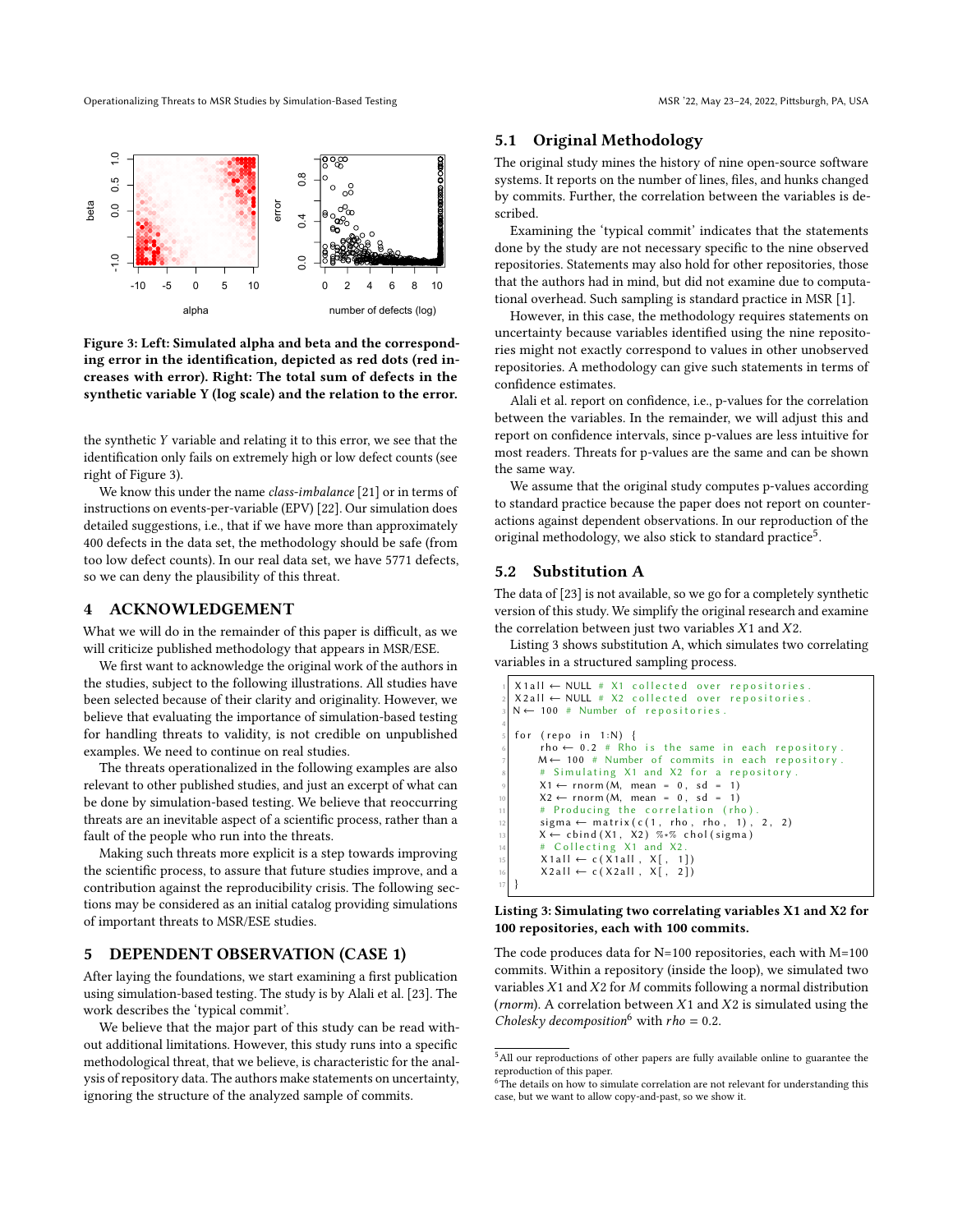Figure 3: Left: Simulated alpha and beta and the corresponding error in the identification, depicted as red dots (red increases with error). Right: The total sum of defects in the synthetic variable Y (log scale) and the relation to the error.

the synthetic $Y$ variable and relating it to this error, we see that the identification only fails on extremely high or low defect counts (see right of Figure 3).

We know this under the name *class-imbalance* [21] or in terms of instructions on events-per-variable (EPV) [22]. Our simulation does detailed suggestions, i.e., that if we have more than approximately 400 defects in the data set, the methodology should be safe (from too low defect counts). In our real data set, we have 5771 defects, so we can deny the plausibility of this threat.

# 4 ACKNOWLEDGEMENT

What we will do in the remainder of this paper is difficult, as we will criticize published methodology that appears in MSR/ESE.

We first want to acknowledge the original work of the authors in the studies, subject to the following illustrations. All studies have been selected because of their clarity and originality. However, we believe that evaluating the importance of simulation-based testing for handling threats to validity, is not credible on unpublished examples. We need to continue on real studies.

The threats operationalized in the following examples are also relevant to other published studies, and just an excerpt of what can be done by simulation-based testing. We believe that reoccurring threats are an inevitable aspect of a scientific process, rather than a fault of the people who run into the threats.

Making such threats more explicit is a step towards improving the scientific process, to assure that future studies improve, and a contribution against the reproducibility crisis. The following sections may be considered as an initial catalog providing simulations of important threats to MSR/ESE studies.

# 5 DEPENDENT OBSERVATION (CASE 1)

After laying the foundations, we start examining a first publication using simulation-based testing. The study is by Alali et al. [23]. The work describes the 'typical commit'.

We believe that the major part of this study can be read without additional limitations. However, this study runs into a specific methodological threat, that we believe, is characteristic for the analysis of repository data. The authors make statements on uncertainty, ignoring the structure of the analyzed sample of commits.

## 5.1 Original Methodology

The original study mines the history of nine open-source software systems. It reports on the number of lines, files, and hunks changed by commits. Further, the correlation between the variables is described.

Examining the 'typical commit' indicates that the statements done by the study are not necessary specific to the nine observed repositories. Statements may also hold for other repositories, those that the authors had in mind, but did not examine due to computational overhead. Such sampling is standard practice in MSR [1].

However, in this case, the methodology requires statements on uncertainty because variables identified using the nine repositories might not exactly correspond to values in other unobserved repositories. A methodology can give such statements in terms of confidence estimates.

Alali et al. report on confidence, i.e., p-values for the correlation between the variables. In the remainder, we will adjust this and report on confidence intervals, since p-values are less intuitive for most readers. Threats for p-values are the same and can be shown the same way.

We assume that the original study computes p-values according to standard practice because the paper does not report on counter-actions against dependent observations. In our reproduction of the original methodology, we also stick to standard practice[5].

## 5.2 Substitution A

The data of [23] is not available, so we go for a completely synthetic version of this study. We simplify the original research and examine the correlation between just two variables $X1$ and $X2$.

Listing 3 shows substitution A, which simulates two correlating variables in a structured sampling process.

```
X1all ← NULL # X1 collected over repositories.
X2all ← NULL # X2 collected over repositories.
N ← 100 # Number of repositories.

for (repo in 1:N) {
    rho ← 0.2 # Rho is the same in each repository.
    M ← 100 # Number of commits in each repository.
    # Simulating X1 and X2 for a repository.
    X1 ← rnorm(M, mean = 0, sd = 1)
    X2 ← rnorm(M, mean = 0, sd = 1)
    # Producing the correlation (rho).
    sigma ← matrix(c(1, rho, rho, 1), 2, 2)
    X ← cbind(X1, X2) %*% chol(sigma)
    # Collecting X1 and X2.
    X1all ← c(X1all, X[, 1])
    X2all ← c(X2all, X[, 2])
}
```

**Listing 3: Simulating two correlating variables X1 and X2 for 100 repositories, each with 100 commits.**

The code produces data for N=100 repositories, each with M=100 commits. Within a repository (inside the loop), we simulated two variables $X1$ and $X2$ for $M$ commits following a normal distribution (*rnorm*). A correlation between $X1$ and $X2$ is simulated using the *Cholesky decomposition*[6] with $rho = 0.2$.

[5] All our reproductions of other papers are fully available online to guarantee the reproduction of this paper.

[6] The details on how to simulate correlation are not relevant for understanding this case, but we want to allow copy-and-past, so we show it.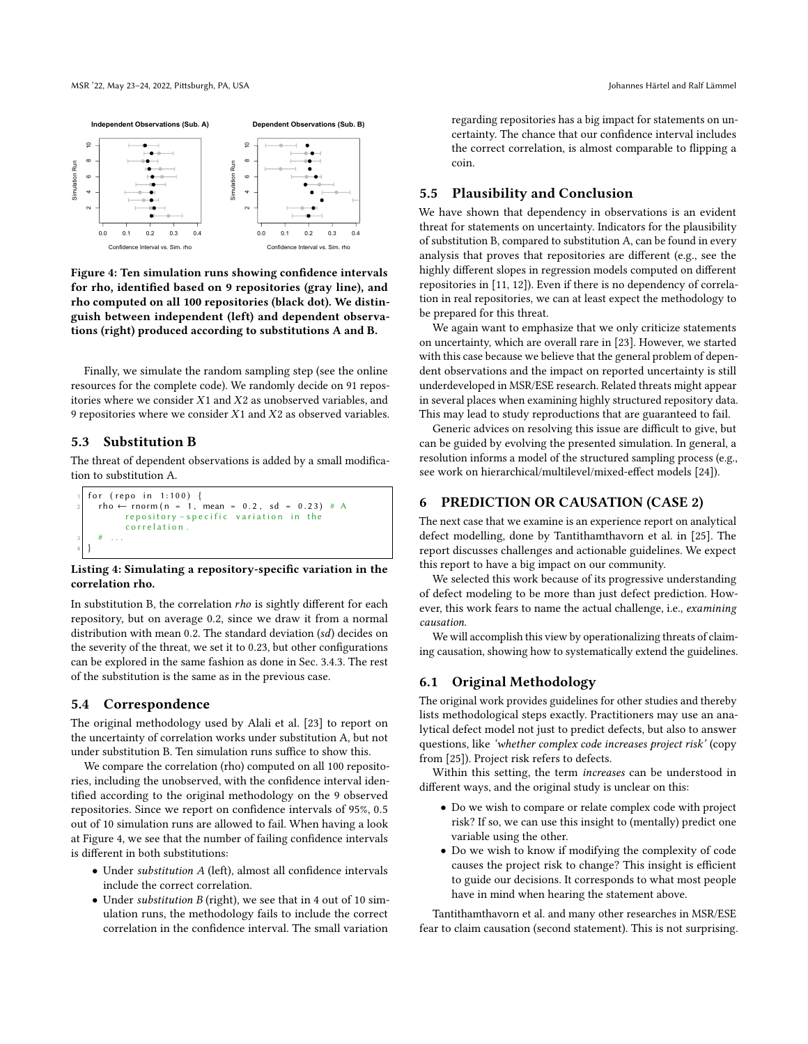Figure 4: Ten simulation runs showing confidence intervals for rho, identified based on 9 repositories (gray line), and rho computed on all 100 repositories (black dot). We distinguish between independent (left) and dependent observations (right) produced according to substitutions A and B.

Finally, we simulate the random sampling step (see the online resources for the complete code). We randomly decide on 91 repositories where we consider $X1$ and $X2$ as unobserved variables, and 9 repositories where we consider $X1$ and $X2$ as observed variables.

## 5.3 Substitution B

The threat of dependent observations is added by a small modification to substitution A.

```
for (repo in 1:100) {
  rho ← rnorm(n = 1, mean = 0.2, sd = 0.23) # A
        repository-specific variation in the
        correlation.
  # ...
}
```

**Listing 4: Simulating a repository-specific variation in the correlation rho.**

In substitution B, the correlation *rho* is slightly different for each repository, but on average 0.2, since we draw it from a normal distribution with mean 0.2. The standard deviation (*sd*) decides on the severity of the threat, we set it to 0.23, but other configurations can be explored in the same fashion as done in Sec. 3.4.3. The rest of the substitution is the same as in the previous case.

## 5.4 Correspondence

The original methodology used by Alali et al. [23] to report on the uncertainty of correlation works under substitution A, but not under substitution B. Ten simulation runs suffice to show this.

We compare the correlation (rho) computed on all 100 repositories, including the unobserved, with the confidence interval identified according to the original methodology on the 9 observed repositories. Since we report on confidence intervals of 95%, 0.5 out of 10 simulation runs are allowed to fail. When having a look at Figure 4, we see that the number of failing confidence intervals is different in both substitutions:

- Under *substitution A* (left), almost all confidence intervals include the correct correlation.
- Under *substitution B* (right), we see that in 4 out of 10 simulation runs, the methodology fails to include the correct correlation in the confidence interval. The small variation regarding repositories has a big impact for statements on uncertainty. The chance that our confidence interval includes the correct correlation, is almost comparable to flipping a coin.

## 5.5 Plausibility and Conclusion

We have shown that dependency in observations is an evident threat for statements on uncertainty. Indicators for the plausibility of substitution B, compared to substitution A, can be found in every analysis that proves that repositories are different (e.g., see the highly different slopes in regression models computed on different repositories in [11, 12]). Even if there is no dependency of correlation in real repositories, we can at least expect the methodology to be prepared for this threat.

We again want to emphasize that we only criticize statements on uncertainty, which are overall rare in [23]. However, we started with this case because we believe that the general problem of dependent observations and the impact on reported uncertainty is still underdeveloped in MSR/ESE research. Related threats might appear in several places when examining highly structured repository data. This may lead to study reproductions that are guaranteed to fail.

Generic advices on resolving this issue are difficult to give, but can be guided by evolving the presented simulation. In general, a resolution informs a model of the structured sampling process (e.g., see work on hierarchical/multilevel/mixed-effect models [24]).

# 6 PREDICTION OR CAUSATION (CASE 2)

The next case that we examine is an experience report on analytical defect modelling, done by Tantithamthavorn et al. in [25]. The report discusses challenges and actionable guidelines. We expect this report to have a big impact on our community.

We selected this work because of its progressive understanding of defect modeling to be more than just defect prediction. However, this work fears to name the actual challenge, i.e., *examining causation*.

We will accomplish this view by operationalizing threats of claiming causation, showing how to systematically extend the guidelines.

## 6.1 Original Methodology

The original work provides guidelines for other studies and thereby lists methodological steps exactly. Practitioners may use an analytical defect model not just to predict defects, but also to answer questions, like *'whether complex code increases project risk'* (copy from [25]). Project risk refers to defects.

Within this setting, the term *increases* can be understood in different ways, and the original study is unclear on this:

- Do we wish to compare or relate complex code with project risk? If so, we can use this insight to (mentally) predict one variable using the other.
- Do we wish to know if modifying the complexity of code causes the project risk to change? This insight is efficient to guide our decisions. It corresponds to what most people have in mind when hearing the statement above.

Tantithamthavorn et al. and many other researches in MSR/ESE fear to claim causation (second statement). This is not surprising.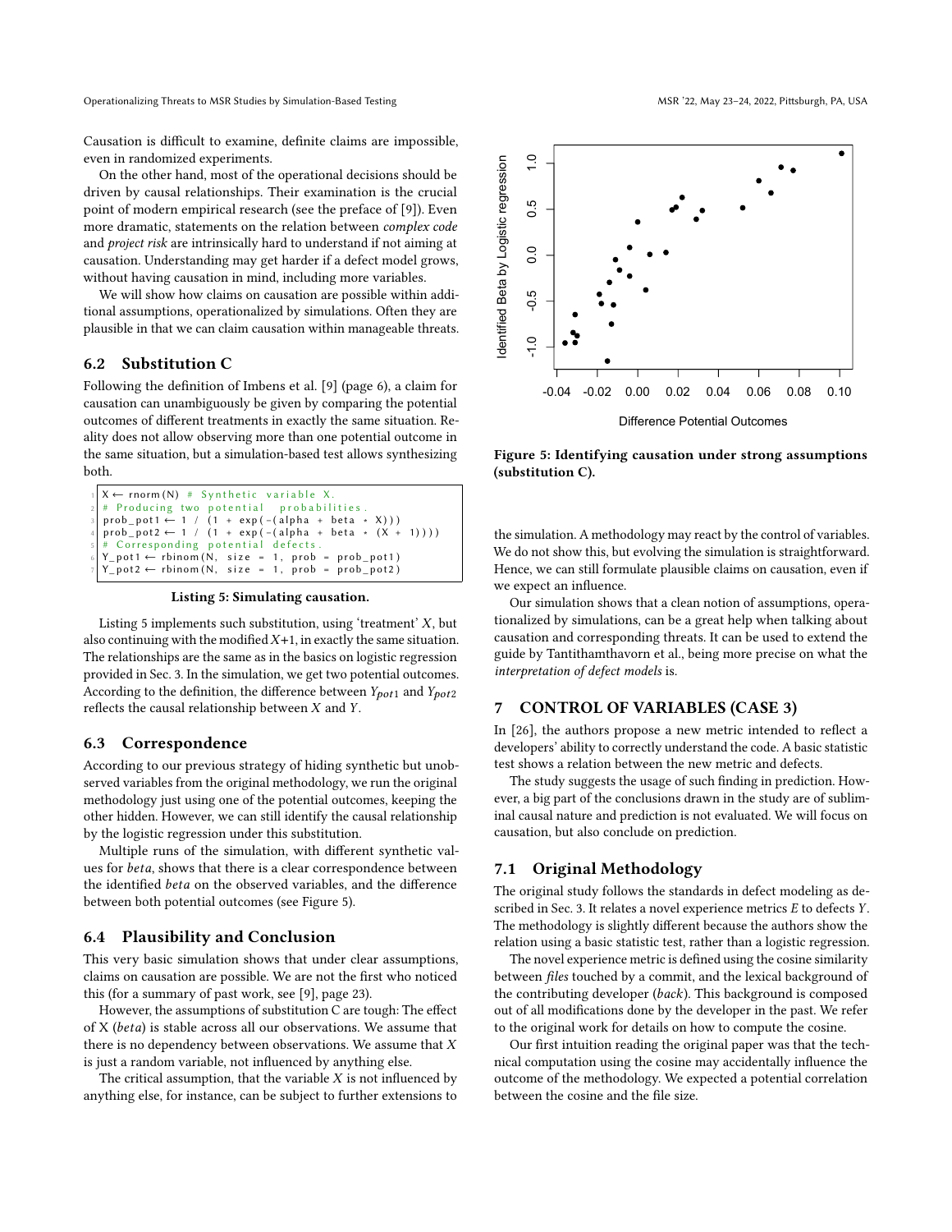Causation is difficult to examine, definite claims are impossible, even in randomized experiments.

On the other hand, most of the operational decisions should be driven by causal relationships. Their examination is the crucial point of modern empirical research (see the preface of [9]). Even more dramatic, statements on the relation between *complex code* and *project risk* are intrinsically hard to understand if not aiming at causation. Understanding may get harder if a defect model grows, without having causation in mind, including more variables.

We will show how claims on causation are possible within additional assumptions, operationalized by simulations. Often they are plausible in that we can claim causation within manageable threats.

## 6.2 Substitution C

Following the definition of Imbens et al. [9] (page 6), a claim for causation can unambiguously be given by comparing the potential outcomes of different treatments in exactly the same situation. Reality does not allow observing more than one potential outcome in the same situation, but a simulation-based test allows synthesizing both.

```
X ← rnorm(N) # Synthetic variable X.
# Producing two potential probabilities.
prob_pot1 ← 1 / (1 + exp(-(alpha + beta * X)))
prob_pot2 ← 1 / (1 + exp(-(alpha + beta * (X + 1))))
# Corresponding potential defects.
Y_pot1 ← rbinom(N, size = 1, prob = prob_pot1)
Y_pot2 ← rbinom(N, size = 1, prob = prob_pot2)
```

**Listing 5: Simulating causation.**

Listing 5 implements such substitution, using 'treatment' $X$, but also continuing with the modified $X$+1, in exactly the same situation. The relationships are the same as in the basics on logistic regression provided in Sec. 3. In the simulation, we get two potential outcomes. According to the definition, the difference between $Y_{pot1}$ and $Y_{pot2}$ reflects the causal relationship between $X$ and $Y$.

## 6.3 Correspondence

According to our previous strategy of hiding synthetic but unobserved variables from the original methodology, we run the original methodology just using one of the potential outcomes, keeping the other hidden. However, we can still identify the causal relationship by the logistic regression under this substitution.

Multiple runs of the simulation, with different synthetic values for *beta*, shows that there is a clear correspondence between the identified *beta* on the observed variables, and the difference between both potential outcomes (see Figure 5).

## 6.4 Plausibility and Conclusion

This very basic simulation shows that under clear assumptions, claims on causation are possible. We are not the first who noticed this (for a summary of past work, see [9], page 23).

However, the assumptions of substitution C are tough: The effect of X (*beta*) is stable across all our observations. We assume that there is no dependency between observations. We assume that $X$ is just a random variable, not influenced by anything else.

The critical assumption, that the variable $X$ is not influenced by anything else, for instance, can be subject to further extensions to the simulation. A methodology may react by the control of variables. We do not show this, but evolving the simulation is straightforward. Hence, we can still formulate plausible claims on causation, even if we expect an influence.

**Figure 5: Identifying causation under strong assumptions (substitution C).**

Our simulation shows that a clean notion of assumptions, operationalized by simulations, can be a great help when talking about causation and corresponding threats. It can be used to extend the guide by Tantithamthavorn et al., being more precise on what the *interpretation of defect models* is.

# 7 CONTROL OF VARIABLES (CASE 3)

In [26], the authors propose a new metric intended to reflect a developers' ability to correctly understand the code. A basic statistic test shows a relation between the new metric and defects.

The study suggests the usage of such finding in prediction. However, a big part of the conclusions drawn in the study are of subliminal causal nature and prediction is not evaluated. We will focus on causation, but also conclude on prediction.

## 7.1 Original Methodology

The original study follows the standards in defect modeling as described in Sec. 3. It relates a novel experience metrics $E$ to defects $Y$. The methodology is slightly different because the authors show the relation using a basic statistic test, rather than a logistic regression.

The novel experience metric is defined using the cosine similarity between *files* touched by a commit, and the lexical background of the contributing developer (*back*). This background is composed out of all modifications done by the developer in the past. We refer to the original work for details on how to compute the cosine.

Our first intuition reading the original paper was that the technical computation using the cosine may accidentally influence the outcome of the methodology. We expected a potential correlation between the cosine and the file size.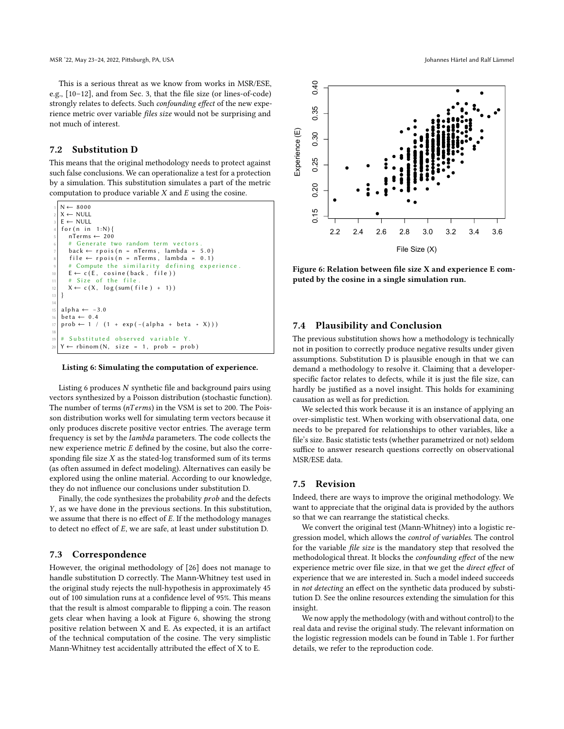This is a serious threat as we know from works in MSR/ESE, e.g., [10–12], and from Sec. 3, that the file size (or lines-of-code) strongly relates to defects. Such *confounding effect* of the new experience metric over variable *files size* would not be surprising and not much of interest.

## 7.2 Substitution D

This means that the original methodology needs to protect against such false conclusions. We can operationalize a test for a protection by a simulation. This substitution simulates a part of the metric computation to produce variable $X$ and $E$ using the cosine.

```
N ← 8000
X ← NULL
E ← NULL
for(n in 1:N){
  nTerms ← 200
  # Generate two random term vectors.
  back ← rpois(n = nTerms, lambda = 5.0)
  file ← rpois(n = nTerms, lambda = 0.1)
  # Compute the similarity defining experience.
  E ← c(E, cosine(back, file))
  # Size of the file.
  X ← c(X, log(sum(file) + 1))
}

alpha ← -3.0
beta ← 0.4
prob ← 1 / (1 + exp(-(alpha + beta * X)))

# Substituted observed variable Y.
Y ← rbinom(N, size = 1, prob = prob)
```

**Listing 6: Simulating the computation of experience.**

Listing 6 produces $N$ synthetic file and background pairs using vectors synthesized by a Poisson distribution (stochastic function). The number of terms ($nTerms$) in the VSM is set to 200. The Poisson distribution works well for simulating term vectors because it only produces discrete positive vector entries. The average term frequency is set by the *lambda* parameters. The code collects the new experience metric $E$ defined by the cosine, but also the corresponding file size $X$ as the stated-log transformed sum of its terms (as often assumed in defect modeling). Alternatives can easily be explored using the online material. According to our knowledge, they do not influence our conclusions under substitution D.

Finally, the code synthesizes the probability $prob$ and the defects $Y$, as we have done in the previous sections. In this substitution, we assume that there is no effect of $E$. If the methodology manages to detect no effect of $E$, we are safe, at least under substitution D.

## 7.3 Correspondence

However, the original methodology of [26] does not manage to handle substitution D correctly. The Mann-Whitney test used in the original study rejects the null-hypothesis in approximately 45 out of 100 simulation runs at a confidence level of 95%. This means that the result is almost comparable to flipping a coin. The reason gets clear when having a look at Figure 6, showing the strong positive relation between X and E. As expected, it is an artifact of the technical computation of the cosine. The very simplistic Mann-Whitney test accidentally attributed the effect of X to E.

**Figure 6: Relation between file size X and experience E computed by the cosine in a single simulation run.**

## 7.4 Plausibility and Conclusion

The previous substitution shows how a methodology is technically not in position to correctly produce negative results under given assumptions. Substitution D is plausible enough in that we can demand a methodology to resolve it. Claiming that a developer-specific factor relates to defects, while it is just the file size, can hardly be justified as a novel insight. This holds for examining causation as well as for prediction.

We selected this work because it is an instance of applying an over-simplistic test. When working with observational data, one needs to be prepared for relationships to other variables, like a file's size. Basic statistic tests (whether parametrized or not) seldom suffice to answer research questions correctly on observational MSR/ESE data.

## 7.5 Revision

Indeed, there are ways to improve the original methodology. We want to appreciate that the original data is provided by the authors so that we can rearrange the statistical checks.

We convert the original test (Mann-Whitney) into a logistic regression model, which allows the *control of variables*. The control for the variable *file size* is the mandatory step that resolved the methodological threat. It blocks the *confounding effect* of the new experience metric over file size, in that we get the *direct effect* of experience that we are interested in. Such a model indeed succeeds in *not detecting* an effect on the synthetic data produced by substitution D. See the online resources extending the simulation for this insight.

We now apply the methodology (with and without control) to the real data and revise the original study. The relevant information on the logistic regression models can be found in Table 1. For further details, we refer to the reproduction code.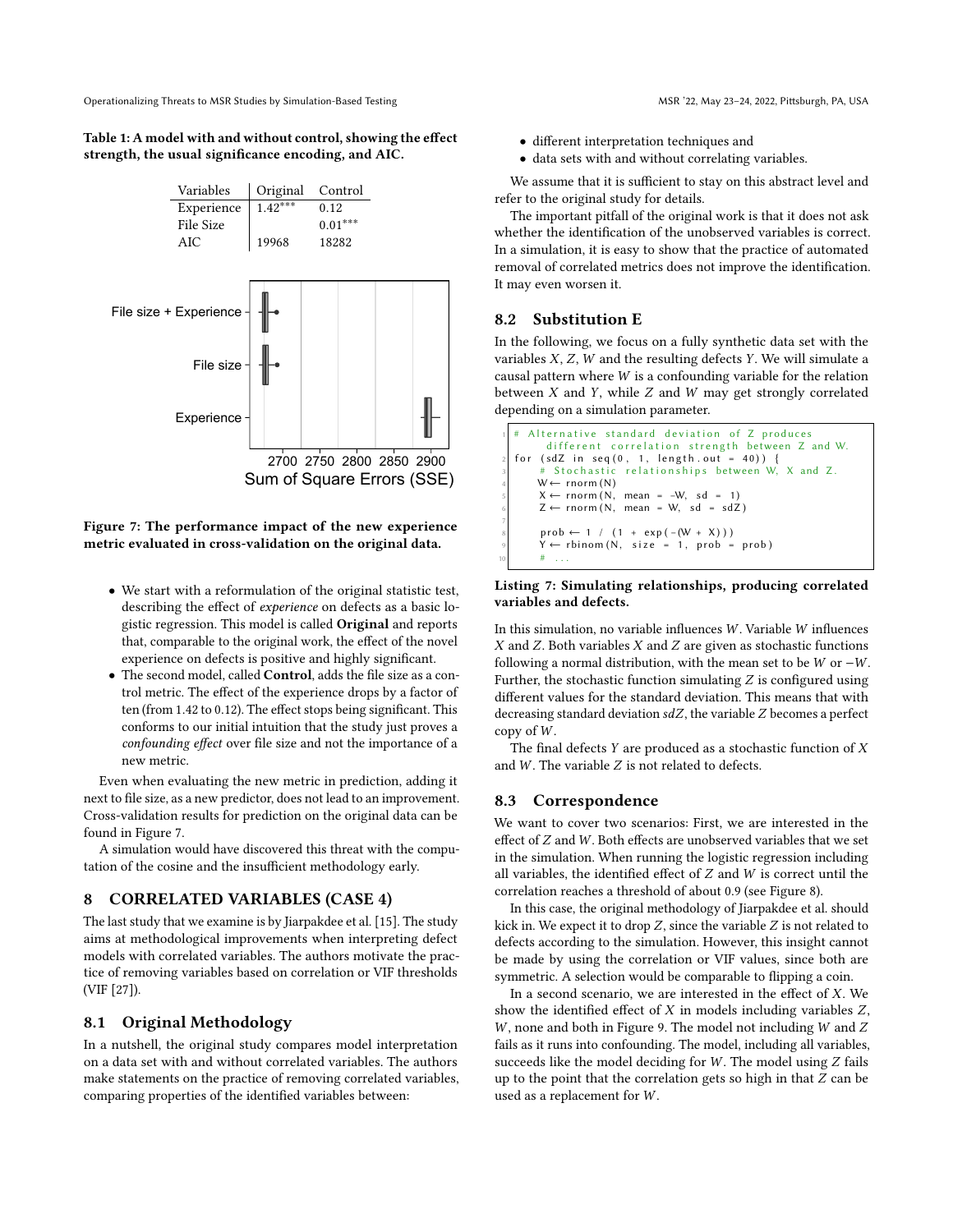**Table 1: A model with and without control, showing the effect strength, the usual significance encoding, and AIC.**

| Variables | Original | Control |
|---|---|---|
| Experience | $1.42^{***}$ | 0.12 |
| File Size | | $0.01^{***}$ |
| AIC | 19968 | 18282 |

**Figure 7: The performance impact of the new experience metric evaluated in cross-validation on the original data.**

- We start with a reformulation of the original statistic test, describing the effect of *experience* on defects as a basic logistic regression. This model is called **Original** and reports that, comparable to the original work, the effect of the novel experience on defects is positive and highly significant.
- The second model, called **Control**, adds the file size as a control metric. The effect of the experience drops by a factor of ten (from 1.42 to 0.12). The effect stops being significant. This conforms to our initial intuition that the study just proves a *confounding effect* over file size and not the importance of a new metric.

Even when evaluating the new metric in prediction, adding it next to file size, as a new predictor, does not lead to an improvement. Cross-validation results for prediction on the original data can be found in Figure 7.

A simulation would have discovered this threat with the computation of the cosine and the insufficient methodology early.

# 8 CORRELATED VARIABLES (CASE 4)

The last study that we examine is by Jiarpakdee et al. [15]. The study aims at methodological improvements when interpreting defect models with correlated variables. The authors motivate the practice of removing variables based on correlation or VIF thresholds (VIF [27]).

## 8.1 Original Methodology

In a nutshell, the original study compares model interpretation on a data set with and without correlated variables. The authors make statements on the practice of removing correlated variables, comparing properties of the identified variables between:

- different interpretation techniques and
- data sets with and without correlating variables.

We assume that it is sufficient to stay on this abstract level and refer to the original study for details.

The important pitfall of the original work is that it does not ask whether the identification of the unobserved variables is correct. In a simulation, it is easy to show that the practice of automated removal of correlated metrics does not improve the identification. It may even worsen it.

## 8.2 Substitution E

In the following, we focus on a fully synthetic data set with the variables $X$, $Z$, $W$ and the resulting defects $Y$. We will simulate a causal pattern where $W$ is a confounding variable for the relation between $X$ and $Y$, while $Z$ and $W$ may get strongly correlated depending on a simulation parameter.

```
# Alternative standard deviation of Z produces
    different correlation strength between Z and W.
for (sdZ in seq(0, 1, length.out = 40)) {
    # Stochastic relationships between W, X and Z.
    W ← rnorm(N)
    X ← rnorm(N, mean = -W, sd = 1)
    Z ← rnorm(N, mean = W, sd = sdZ)

    prob ← 1 / (1 + exp(-(W + X)))
    Y ← rbinom(N, size = 1, prob = prob)
    # ...
```

**Listing 7: Simulating relationships, producing correlated variables and defects.**

In this simulation, no variable influences $W$. Variable $W$ influences $X$ and $Z$. Both variables $X$ and $Z$ are given as stochastic functions following a normal distribution, with the mean set to be $W$ or $-W$. Further, the stochastic function simulating $Z$ is configured using different values for the standard deviation. This means that with decreasing standard deviation *sdZ*, the variable $Z$ becomes a perfect copy of $W$.

The final defects $Y$ are produced as a stochastic function of $X$ and $W$. The variable $Z$ is not related to defects.

## 8.3 Correspondence

We want to cover two scenarios: First, we are interested in the effect of $Z$ and $W$. Both effects are unobserved variables that we set in the simulation. When running the logistic regression including all variables, the identified effect of $Z$ and $W$ is correct until the correlation reaches a threshold of about 0.9 (see Figure 8).

In this case, the original methodology of Jiarpakdee et al. should kick in. We expect it to drop $Z$, since the variable $Z$ is not related to defects according to the simulation. However, this insight cannot be made by using the correlation or VIF values, since both are symmetric. A selection would be comparable to flipping a coin.

In a second scenario, we are interested in the effect of $X$. We show the identified effect of $X$ in models including variables $Z$, $W$, none and both in Figure 9. The model not including $W$ and $Z$ fails as it runs into confounding. The model, including all variables, succeeds like the model deciding for $W$. The model using $Z$ fails up to the point that the correlation gets so high in that $Z$ can be used as a replacement for $W$.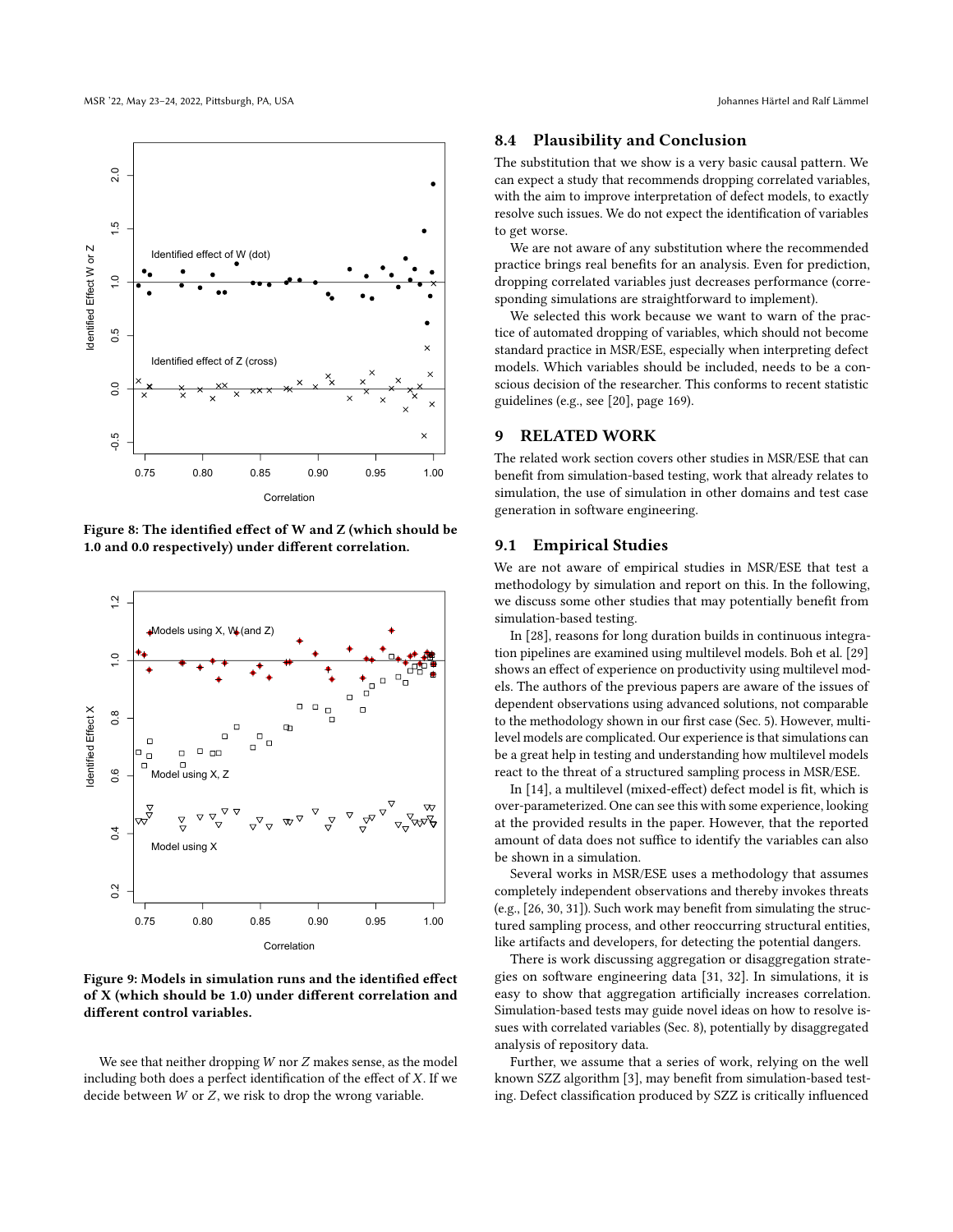Figure 8: The identified effect of W and Z (which should be 1.0 and 0.0 respectively) under different correlation.

Figure 9: Models in simulation runs and the identified effect of X (which should be 1.0) under different correlation and different control variables.

We see that neither dropping $W$ nor $Z$ makes sense, as the model including both does a perfect identification of the effect of $X$. If we decide between $W$ or $Z$, we risk to drop the wrong variable.

## 8.4 Plausibility and Conclusion

The substitution that we show is a very basic causal pattern. We can expect a study that recommends dropping correlated variables, with the aim to improve interpretation of defect models, to exactly resolve such issues. We do not expect the identification of variables to get worse.

We are not aware of any substitution where the recommended practice brings real benefits for an analysis. Even for prediction, dropping correlated variables just decreases performance (corresponding simulations are straightforward to implement).

We selected this work because we want to warn of the practice of automated dropping of variables, which should not become standard practice in MSR/ESE, especially when interpreting defect models. Which variables should be included, needs to be a conscious decision of the researcher. This conforms to recent statistic guidelines (e.g., see [20], page 169).

# 9 RELATED WORK

The related work section covers other studies in MSR/ESE that can benefit from simulation-based testing, work that already relates to simulation, the use of simulation in other domains and test case generation in software engineering.

## 9.1 Empirical Studies

We are not aware of empirical studies in MSR/ESE that test a methodology by simulation and report on this. In the following, we discuss some other studies that may potentially benefit from simulation-based testing.

In [28], reasons for long duration builds in continuous integration pipelines are examined using multilevel models. Boh et al. [29] shows an effect of experience on productivity using multilevel models. The authors of the previous papers are aware of the issues of dependent observations using advanced solutions, not comparable to the methodology shown in our first case (Sec. 5). However, multilevel models are complicated. Our experience is that simulations can be a great help in testing and understanding how multilevel models react to the threat of a structured sampling process in MSR/ESE.

In [14], a multilevel (mixed-effect) defect model is fit, which is over-parameterized. One can see this with some experience, looking at the provided results in the paper. However, that the reported amount of data does not suffice to identify the variables can also be shown in a simulation.

Several works in MSR/ESE uses a methodology that assumes completely independent observations and thereby invokes threats (e.g., [26, 30, 31]). Such work may benefit from simulating the structured sampling process, and other reoccurring structural entities, like artifacts and developers, for detecting the potential dangers.

There is work discussing aggregation or disaggregation strategies on software engineering data [31, 32]. In simulations, it is easy to show that aggregation artificially increases correlation. Simulation-based tests may guide novel ideas on how to resolve issues with correlated variables (Sec. 8), potentially by disaggregated analysis of repository data.

Further, we assume that a series of work, relying on the well known SZZ algorithm [3], may benefit from simulation-based testing. Defect classification produced by SZZ is critically influenced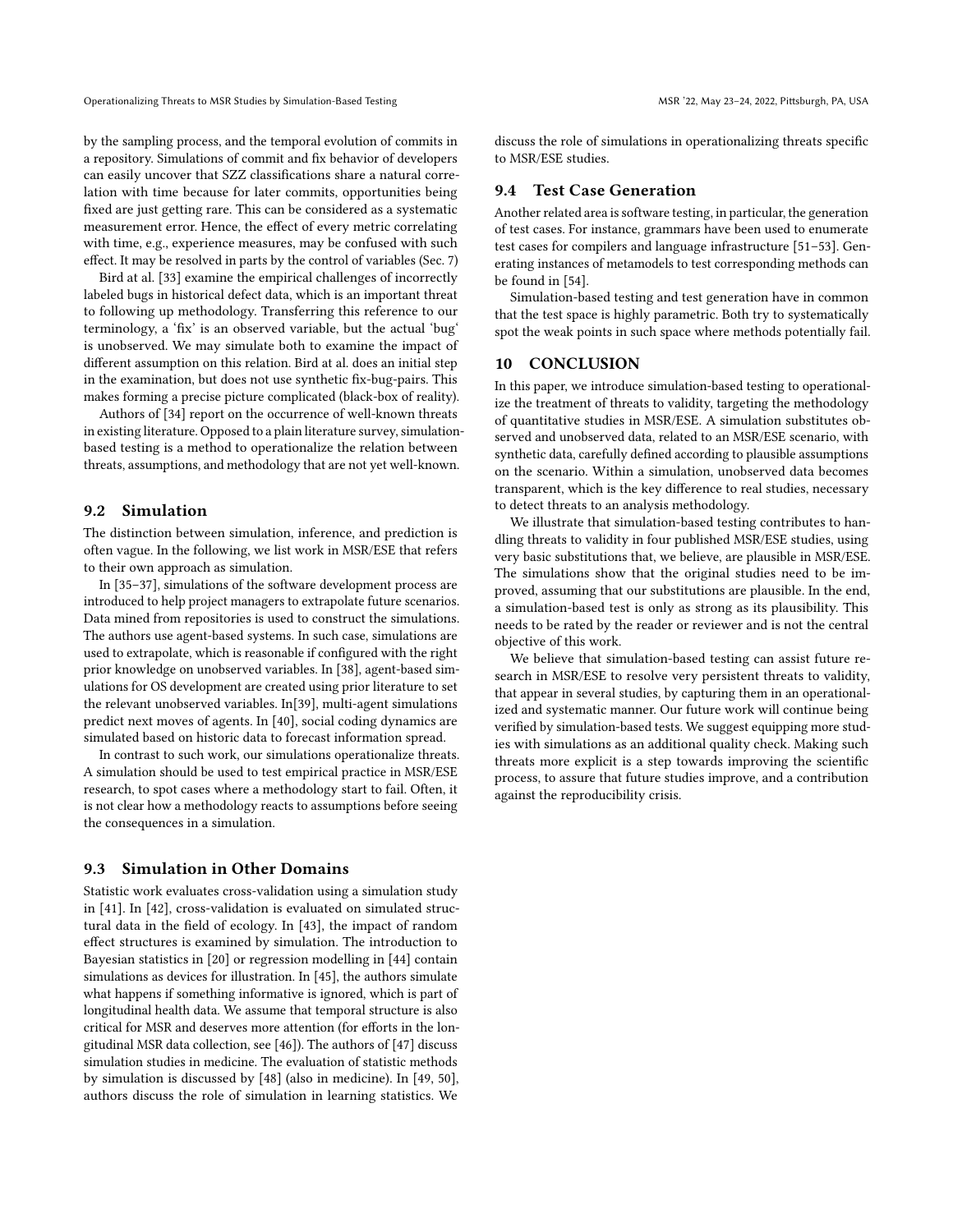by the sampling process, and the temporal evolution of commits in a repository. Simulations of commit and fix behavior of developers can easily uncover that SZZ classifications share a natural correlation with time because for later commits, opportunities being fixed are just getting rare. This can be considered as a systematic measurement error. Hence, the effect of every metric correlating with time, e.g., experience measures, may be confused with such effect. It may be resolved in parts by the control of variables (Sec. 7)

Bird at al. [33] examine the empirical challenges of incorrectly labeled bugs in historical defect data, which is an important threat to following up methodology. Transferring this reference to our terminology, a 'fix' is an observed variable, but the actual 'bug' is unobserved. We may simulate both to examine the impact of different assumption on this relation. Bird at al. does an initial step in the examination, but does not use synthetic fix-bug-pairs. This makes forming a precise picture complicated (black-box of reality).

Authors of [34] report on the occurrence of well-known threats in existing literature. Opposed to a plain literature survey, simulation-based testing is a method to operationalize the relation between threats, assumptions, and methodology that are not yet well-known.

## 9.2 Simulation

The distinction between simulation, inference, and prediction is often vague. In the following, we list work in MSR/ESE that refers to their own approach as simulation.

In [35–37], simulations of the software development process are introduced to help project managers to extrapolate future scenarios. Data mined from repositories is used to construct the simulations. The authors use agent-based systems. In such case, simulations are used to extrapolate, which is reasonable if configured with the right prior knowledge on unobserved variables. In [38], agent-based simulations for OS development are created using prior literature to set the relevant unobserved variables. In[39], multi-agent simulations predict next moves of agents. In [40], social coding dynamics are simulated based on historic data to forecast information spread.

In contrast to such work, our simulations operationalize threats. A simulation should be used to test empirical practice in MSR/ESE research, to spot cases where a methodology start to fail. Often, it is not clear how a methodology reacts to assumptions before seeing the consequences in a simulation.

## 9.3 Simulation in Other Domains

Statistic work evaluates cross-validation using a simulation study in [41]. In [42], cross-validation is evaluated on simulated structural data in the field of ecology. In [43], the impact of random effect structures is examined by simulation. The introduction to Bayesian statistics in [20] or regression modelling in [44] contain simulations as devices for illustration. In [45], the authors simulate what happens if something informative is ignored, which is part of longitudinal health data. We assume that temporal structure is also critical for MSR and deserves more attention (for efforts in the longitudinal MSR data collection, see [46]). The authors of [47] discuss simulation studies in medicine. The evaluation of statistic methods by simulation is discussed by [48] (also in medicine). In [49, 50], authors discuss the role of simulation in learning statistics. We discuss the role of simulations in operationalizing threats specific to MSR/ESE studies.

## 9.4 Test Case Generation

Another related area is software testing, in particular, the generation of test cases. For instance, grammars have been used to enumerate test cases for compilers and language infrastructure [51–53]. Generating instances of metamodels to test corresponding methods can be found in [54].

Simulation-based testing and test generation have in common that the test space is highly parametric. Both try to systematically spot the weak points in such space where methods potentially fail.

# 10 CONCLUSION

In this paper, we introduce simulation-based testing to operationalize the treatment of threats to validity, targeting the methodology of quantitative studies in MSR/ESE. A simulation substitutes observed and unobserved data, related to an MSR/ESE scenario, with synthetic data, carefully defined according to plausible assumptions on the scenario. Within a simulation, unobserved data becomes transparent, which is the key difference to real studies, necessary to detect threats to an analysis methodology.

We illustrate that simulation-based testing contributes to handling threats to validity in four published MSR/ESE studies, using very basic substitutions that, we believe, are plausible in MSR/ESE. The simulations show that the original studies need to be improved, assuming that our substitutions are plausible. In the end, a simulation-based test is only as strong as its plausibility. This needs to be rated by the reader or reviewer and is not the central objective of this work.

We believe that simulation-based testing can assist future research in MSR/ESE to resolve very persistent threats to validity, that appear in several studies, by capturing them in an operationalized and systematic manner. Our future work will continue being verified by simulation-based tests. We suggest equipping more studies with simulations as an additional quality check. Making such threats more explicit is a step towards improving the scientific process, to assure that future studies improve, and a contribution against the reproducibility crisis.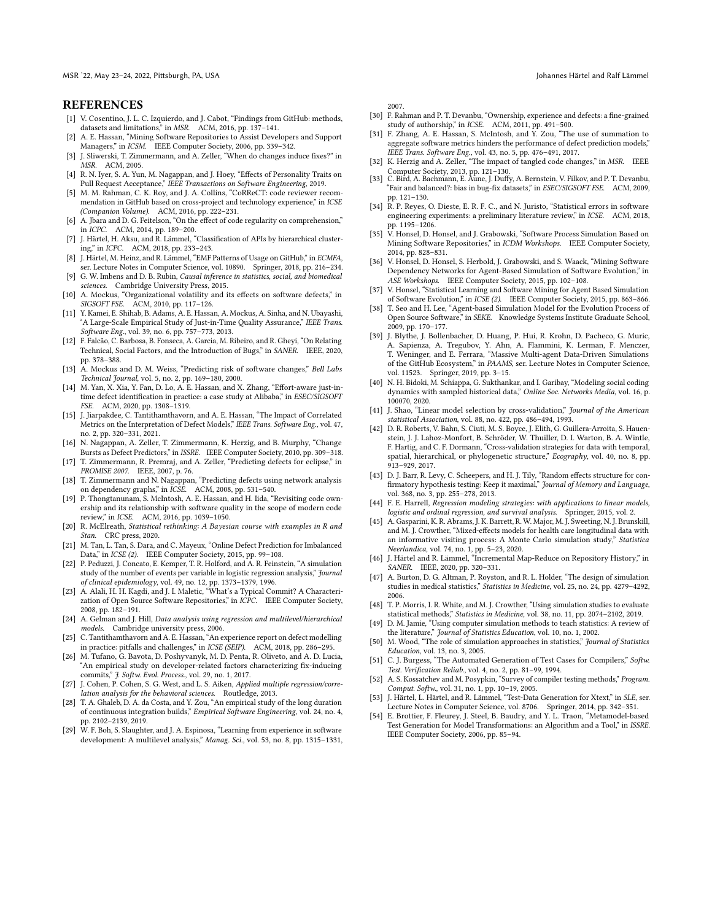## REFERENCES

[1] V. Cosentino, J. L. C. Izquierdo, and J. Cabot, "Findings from GitHub: methods, datasets and limitations," in *MSR*. ACM, 2016, pp. 137–141.

[2] A. E. Hassan, "Mining Software Repositories to Assist Developers and Support Managers," in *ICSM*. IEEE Computer Society, 2006, pp. 339–342.

[3] J. Sliwerski, T. Zimmermann, and A. Zeller, "When do changes induce fixes?" in *MSR*. ACM, 2005.

[4] R. N. Iyer, S. A. Yun, M. Nagappan, and J. Hoey, "Effects of Personality Traits on Pull Request Acceptance," *IEEE Transactions on Software Engineering*, 2019.

[5] M. M. Rahman, C. K. Roy, and J. A. Collins, "CoRReCT: code reviewer recommendation in GitHub based on cross-project and technology experience," in *ICSE (Companion Volume)*. ACM, 2016, pp. 222–231.

[6] A. Jbara and D. G. Feitelson, "On the effect of code regularity on comprehension," in *ICPC*. ACM, 2014, pp. 189–200.

[7] J. Härtel, H. Aksu, and R. Lämmel, "Classification of APIs by hierarchical clustering," in *ICPC*. ACM, 2018, pp. 233–243.

[8] J. Härtel, M. Heinz, and R. Lämmel, "EMF Patterns of Usage on GitHub," in *ECMFA*, ser. Lecture Notes in Computer Science, vol. 10890. Springer, 2018, pp. 216–234.

[9] G. W. Imbens and D. B. Rubin, *Causal inference in statistics, social, and biomedical sciences*. Cambridge University Press, 2015.

[10] A. Mockus, "Organizational volatility and its effects on software defects," in *SIGSOFT FSE*. ACM, 2010, pp. 117–126.

[11] Y. Kamei, E. Shihab, B. Adams, A. E. Hassan, A. Mockus, A. Sinha, and N. Ubayashi, "A Large-Scale Empirical Study of Just-in-Time Quality Assurance," *IEEE Trans. Software Eng.*, vol. 39, no. 6, pp. 757–773, 2013.

[12] F. Falcão, C. Barbosa, B. Fonseca, A. Garcia, M. Ribeiro, and R. Gheyi, "On Relating Technical, Social Factors, and the Introduction of Bugs," in *SANER*. IEEE, 2020, pp. 378–388.

[13] A. Mockus and D. M. Weiss, "Predicting risk of software changes," *Bell Labs Technical Journal*, vol. 5, no. 2, pp. 169–180, 2000.

[14] M. Yan, X. Xia, Y. Fan, D. Lo, A. E. Hassan, and X. Zhang, "Effort-aware just-in-time defect identification in practice: a case study at Alibaba," in *ESEC/SIGSOFT FSE*. ACM, 2020, pp. 1308–1319.

[15] J. Jiarpakdee, C. Tantithamthavorn, and A. E. Hassan, "The Impact of Correlated Metrics on the Interpretation of Defect Models," *IEEE Trans. Software Eng.*, vol. 47, no. 2, pp. 320–331, 2021.

[16] N. Nagappan, A. Zeller, T. Zimmermann, K. Herzig, and B. Murphy, "Change Bursts as Defect Predictors," in *ISSRE*. IEEE Computer Society, 2010, pp. 309–318.

[17] T. Zimmermann, R. Premraj, and A. Zeller, "Predicting defects for eclipse," in *PROMISE 2007*. IEEE, 2007, p. 76.

[18] T. Zimmermann and N. Nagappan, "Predicting defects using network analysis on dependency graphs," in *ICSE*. ACM, 2008, pp. 531–540.

[19] P. Thongtanunam, S. McIntosh, A. E. Hassan, and H. Iida, "Revisiting code ownership and its relationship with software quality in the scope of modern code review," in *ICSE*. ACM, 2016, pp. 1039–1050.

[20] R. McElreath, *Statistical rethinking: A Bayesian course with examples in R and Stan*. CRC press, 2020.

[21] M. Tan, L. Tan, S. Dara, and C. Mayeux, "Online Defect Prediction for Imbalanced Data," in *ICSE (2)*. IEEE Computer Society, 2015, pp. 99–108.

[22] P. Peduzzi, J. Concato, E. Kemper, T. R. Holford, and A. R. Feinstein, "A simulation study of the number of events per variable in logistic regression analysis," *Journal of clinical epidemiology*, vol. 49, no. 12, pp. 1373–1379, 1996.

[23] A. Alali, H. H. Kagdi, and J. I. Maletic, "What's a Typical Commit? A Characterization of Open Source Software Repositories," in *ICPC*. IEEE Computer Society, 2008, pp. 182–191.

[24] A. Gelman and J. Hill, *Data analysis using regression and multilevel/hierarchical models*. Cambridge university press, 2006.

[25] C. Tantithamthavorn and A. E. Hassan, "An experience report on defect modelling in practice: pitfalls and challenges," in *ICSE (SEIP)*. ACM, 2018, pp. 286–295.

[26] M. Tufano, G. Bavota, D. Poshyvanyk, M. D. Penta, R. Oliveto, and A. D. Lucia, "An empirical study on developer-related factors characterizing fix-inducing commits," *J. Softw. Evol. Process.*, vol. 29, no. 1, 2017.

[27] J. Cohen, P. Cohen, S. G. West, and L. S. Aiken, *Applied multiple regression/correlation analysis for the behavioral sciences*. Routledge, 2013.

[28] T. A. Ghaleb, D. A. da Costa, and Y. Zou, "An empirical study of the long duration of continuous integration builds," *Empirical Software Engineering*, vol. 24, no. 4, pp. 2102–2139, 2019.

[29] W. F. Boh, S. Slaughter, and J. A. Espinosa, "Learning from experience in software development: A multilevel analysis," *Manag. Sci.*, vol. 53, no. 8, pp. 1315–1331, 2007.

[30] F. Rahman and P. T. Devanbu, "Ownership, experience and defects: a fine-grained study of authorship," in *ICSE*. ACM, 2011, pp. 491–500.

[31] F. Zhang, A. E. Hassan, S. McIntosh, and Y. Zou, "The use of summation to aggregate software metrics hinders the performance of defect prediction models," *IEEE Trans. Software Eng.*, vol. 43, no. 5, pp. 476–491, 2017.

[32] K. Herzig and A. Zeller, "The impact of tangled code changes," in *MSR*. IEEE Computer Society, 2013, pp. 121–130.

[33] C. Bird, A. Bachmann, E. Aune, J. Duffy, A. Bernstein, V. Filkov, and P. T. Devanbu, "Fair and balanced?: bias in bug-fix datasets," in *ESEC/SIGSOFT FSE*. ACM, 2009, pp. 121–130.

[34] R. P. Reyes, O. Dieste, E. R. F. C., and N. Juristo, "Statistical errors in software engineering experiments: a preliminary literature review," in *ICSE*. ACM, 2018, pp. 1195–1206.

[35] V. Honsel, D. Honsel, and J. Grabowski, "Software Process Simulation Based on Mining Software Repositories," in *ICDM Workshops*. IEEE Computer Society, 2014, pp. 828–831.

[36] V. Honsel, D. Honsel, S. Herbold, J. Grabowski, and S. Waack, "Mining Software Dependency Networks for Agent-Based Simulation of Software Evolution," in *ASE Workshops*. IEEE Computer Society, 2015, pp. 102–108.

[37] V. Honsel, "Statistical Learning and Software Mining for Agent Based Simulation of Software Evolution," in *ICSE (2)*. IEEE Computer Society, 2015, pp. 863–866.

[38] T. Seo and H. Lee, "Agent-based Simulation Model for the Evolution Process of Open Source Software," in *SEKE*. Knowledge Systems Institute Graduate School, 2009, pp. 170–177.

[39] J. Blythe, J. Bollenbacher, D. Huang, P. Hui, R. Krohn, D. Pacheco, G. Muric, A. Sapienza, A. Tregubov, Y. Ahn, A. Flammini, K. Lerman, F. Menczer, T. Weninger, and E. Ferrara, "Massive Multi-agent Data-Driven Simulations of the GitHub Ecosystem," in *PAAMS*, ser. Lecture Notes in Computer Science, vol. 11523. Springer, 2019, pp. 3–15.

[40] N. H. Bidoki, M. Schiappa, G. Sukthankar, and I. Garibay, "Modeling social coding dynamics with sampled historical data," *Online Soc. Networks Media*, vol. 16, p. 100070, 2020.

[41] J. Shao, "Linear model selection by cross-validation," *Journal of the American statistical Association*, vol. 88, no. 422, pp. 486–494, 1993.

[42] D. R. Roberts, V. Bahn, S. Ciuti, M. S. Boyce, J. Elith, G. Guillera-Arroita, S. Hauenstein, J. J. Lahoz-Monfort, B. Schröder, W. Thuiller, D. I. Warton, B. A. Wintle, F. Hartig, and C. F. Dormann, "Cross-validation strategies for data with temporal, spatial, hierarchical, or phylogenetic structure," *Ecography*, vol. 40, no. 8, pp. 913–929, 2017.

[43] D. J. Barr, R. Levy, C. Scheepers, and H. J. Tily, "Random effects structure for confirmatory hypothesis testing: Keep it maximal," *Journal of Memory and Language*, vol. 368, no. 3, pp. 255–278, 2013.

[44] F. E. Harrell, *Regression modeling strategies: with applications to linear models, logistic and ordinal regression, and survival analysis*. Springer, 2015, vol. 2.

[45] A. Gasparini, K. R. Abrams, J. K. Barrett, R. W. Major, M. J. Sweeting, N. J. Brunskill, and M. J. Crowther, "Mixed-effects models for health care longitudinal data with an informative visiting process: A Monte Carlo simulation study," *Statistica Neerlandica*, vol. 74, no. 1, pp. 5–23, 2020.

[46] J. Härtel and R. Lämmel, "Incremental Map-Reduce on Repository History," in *SANER*. IEEE, 2020, pp. 320–331.

[47] A. Burton, D. G. Altman, P. Royston, and R. L. Holder, "The design of simulation studies in medical statistics," *Statistics in Medicine*, vol. 25, no. 24, pp. 4279–4292, 2006.

[48] T. P. Morris, I. R. White, and M. J. Crowther, "Using simulation studies to evaluate statistical methods," *Statistics in Medicine*, vol. 38, no. 11, pp. 2074–2102, 2019.

[49] D. M. Jamie, "Using computer simulation methods to teach statistics: A review of the literature," *Journal of Statistics Education*, vol. 10, no. 1, 2002.

[50] M. Wood, "The role of simulation approaches in statistics," *Journal of Statistics Education*, vol. 13, no. 3, 2005.

[51] C. J. Burgess, "The Automated Generation of Test Cases for Compilers," *Softw. Test. Verification Reliab.*, vol. 4, no. 2, pp. 81–99, 1994.

[52] A. S. Kossatchev and M. Posypkin, "Survey of compiler testing methods," *Program. Comput. Softw.*, vol. 31, no. 1, pp. 10–19, 2005.

[53] J. Härtel, L. Härtel, and R. Lämmel, "Test-Data Generation for Xtext," in *SLE*, ser. Lecture Notes in Computer Science, vol. 8706. Springer, 2014, pp. 342–351.

[54] E. Brottier, F. Fleurey, J. Steel, B. Baudry, and Y. L. Traon, "Metamodel-based Test Generation for Model Transformations: an Algorithm and a Tool," in *ISSRE*. IEEE Computer Society, 2006, pp. 85–94.